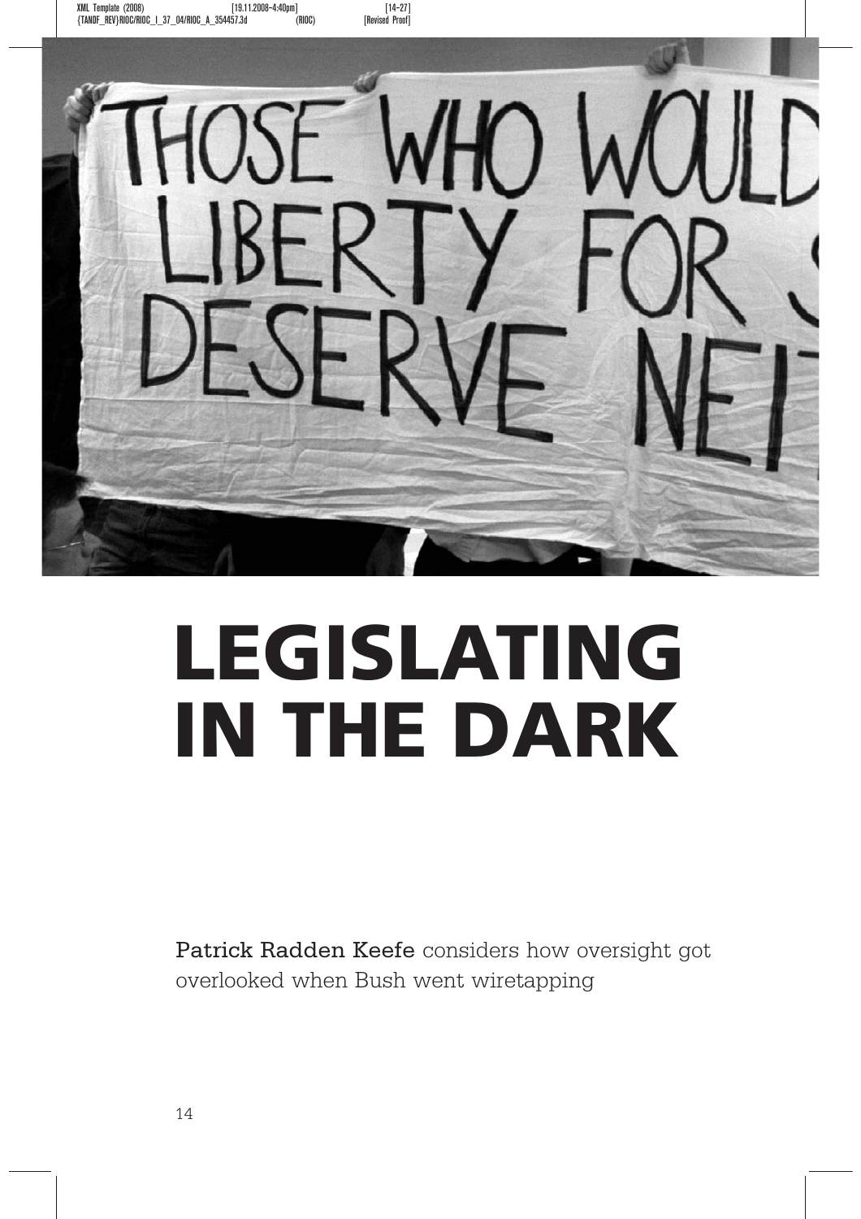# LEGISLATING IN THE DARK

**Patrick Radden Keefe** considers how oversight got overlooked when Bush went wiretapping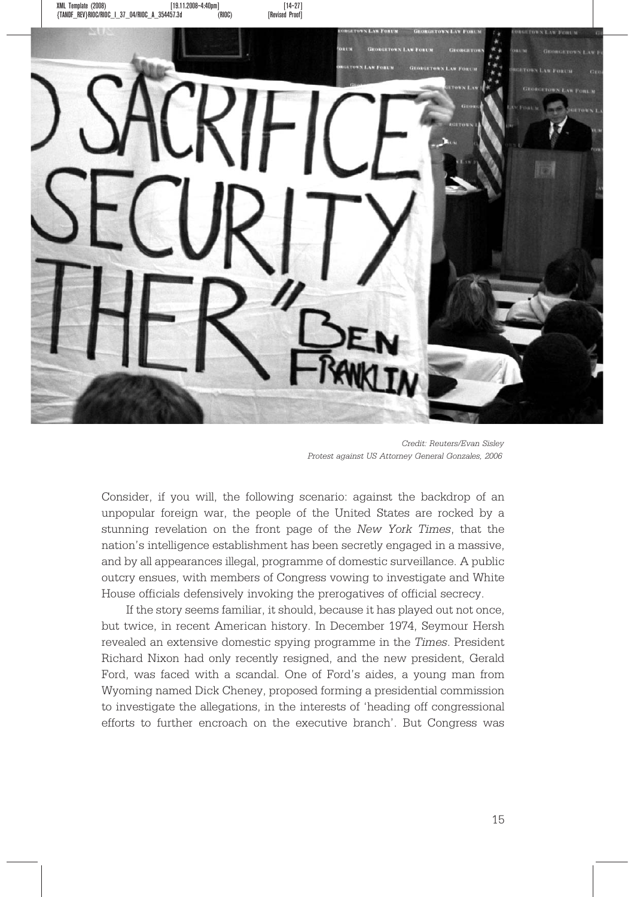Credit: Reuters/Evan Sisley
*Protest against US Attorney General Gonzales, 2006*

Consider, if you will, the following scenario: against the backdrop of an unpopular foreign war, the people of the United States are rocked by a stunning revelation on the front page of the *New York Times*, that the nation's intelligence establishment has been secretly engaged in a massive, and by all appearances illegal, programme of domestic surveillance. A public outcry ensues, with members of Congress vowing to investigate and White House officials defensively invoking the prerogatives of official secrecy.

If the story seems familiar, it should, because it has played out not once, but twice, in recent American history. In December 1974, Seymour Hersh revealed an extensive domestic spying programme in the *Times*. President Richard Nixon had only recently resigned, and the new president, Gerald Ford, was faced with a scandal. One of Ford's aides, a young man from Wyoming named Dick Cheney, proposed forming a presidential commission to investigate the allegations, in the interests of 'heading off congressional efforts to further encroach on the executive branch'. But Congress was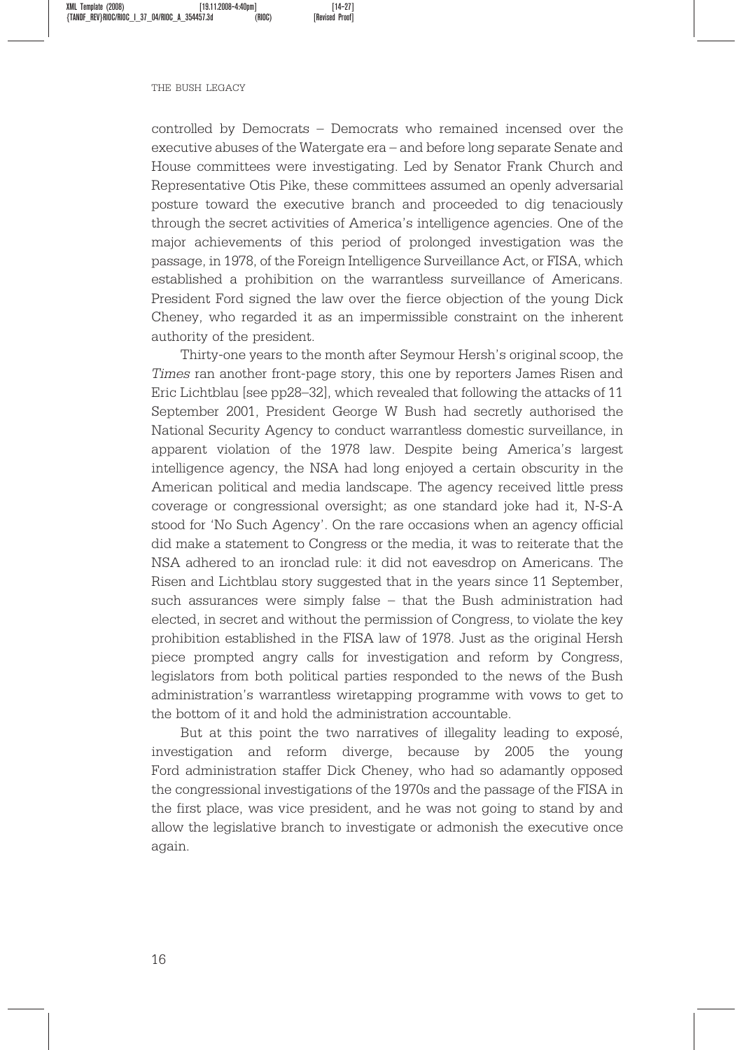controlled by Democrats – Democrats who remained incensed over the executive abuses of the Watergate era – and before long separate Senate and House committees were investigating. Led by Senator Frank Church and Representative Otis Pike, these committees assumed an openly adversarial posture toward the executive branch and proceeded to dig tenaciously through the secret activities of America's intelligence agencies. One of the major achievements of this period of prolonged investigation was the passage, in 1978, of the Foreign Intelligence Surveillance Act, or FISA, which established a prohibition on the warrantless surveillance of Americans. President Ford signed the law over the fierce objection of the young Dick Cheney, who regarded it as an impermissible constraint on the inherent authority of the president.

Thirty-one years to the month after Seymour Hersh's original scoop, the *Times* ran another front-page story, this one by reporters James Risen and Eric Lichtblau [see pp28–32], which revealed that following the attacks of 11 September 2001, President George W Bush had secretly authorised the National Security Agency to conduct warrantless domestic surveillance, in apparent violation of the 1978 law. Despite being America's largest intelligence agency, the NSA had long enjoyed a certain obscurity in the American political and media landscape. The agency received little press coverage or congressional oversight; as one standard joke had it, N-S-A stood for 'No Such Agency'. On the rare occasions when an agency official did make a statement to Congress or the media, it was to reiterate that the NSA adhered to an ironclad rule: it did not eavesdrop on Americans. The Risen and Lichtblau story suggested that in the years since 11 September, such assurances were simply false – that the Bush administration had elected, in secret and without the permission of Congress, to violate the key prohibition established in the FISA law of 1978. Just as the original Hersh piece prompted angry calls for investigation and reform by Congress, legislators from both political parties responded to the news of the Bush administration's warrantless wiretapping programme with vows to get to the bottom of it and hold the administration accountable.

But at this point the two narratives of illegality leading to exposé, investigation and reform diverge, because by 2005 the young Ford administration staffer Dick Cheney, who had so adamantly opposed the congressional investigations of the 1970s and the passage of the FISA in the first place, was vice president, and he was not going to stand by and allow the legislative branch to investigate or admonish the executive once again.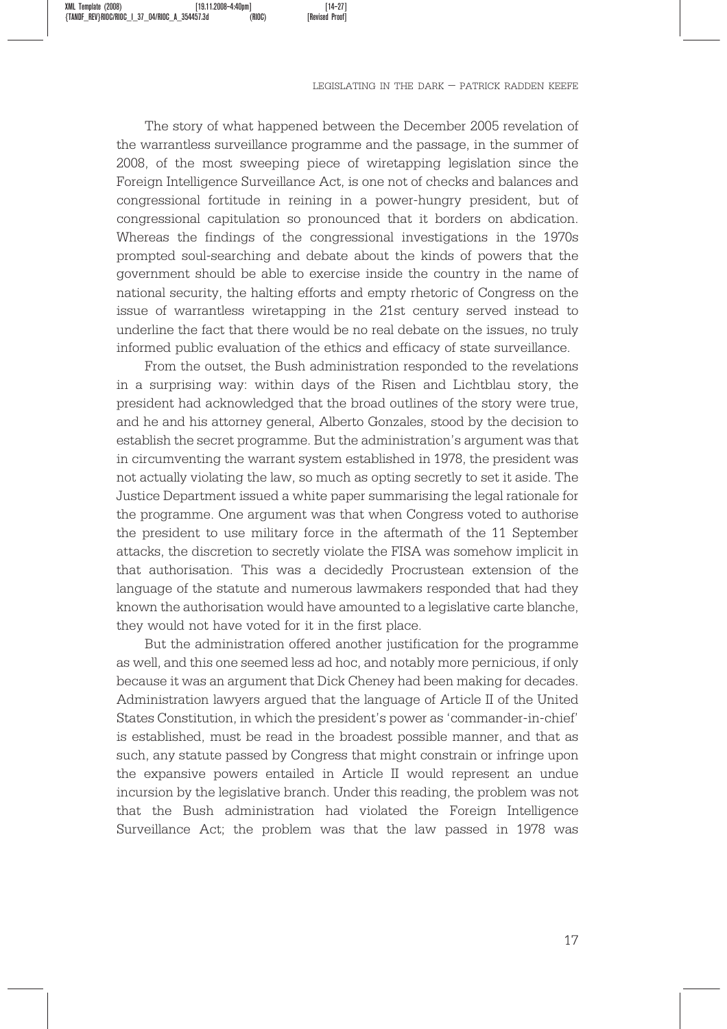The story of what happened between the December 2005 revelation of the warrantless surveillance programme and the passage, in the summer of 2008, of the most sweeping piece of wiretapping legislation since the Foreign Intelligence Surveillance Act, is one not of checks and balances and congressional fortitude in reining in a power-hungry president, but of congressional capitulation so pronounced that it borders on abdication. Whereas the findings of the congressional investigations in the 1970s prompted soul-searching and debate about the kinds of powers that the government should be able to exercise inside the country in the name of national security, the halting efforts and empty rhetoric of Congress on the issue of warrantless wiretapping in the 21st century served instead to underline the fact that there would be no real debate on the issues, no truly informed public evaluation of the ethics and efficacy of state surveillance.

From the outset, the Bush administration responded to the revelations in a surprising way: within days of the Risen and Lichtblau story, the president had acknowledged that the broad outlines of the story were true, and he and his attorney general, Alberto Gonzales, stood by the decision to establish the secret programme. But the administration's argument was that in circumventing the warrant system established in 1978, the president was not actually violating the law, so much as opting secretly to set it aside. The Justice Department issued a white paper summarising the legal rationale for the programme. One argument was that when Congress voted to authorise the president to use military force in the aftermath of the 11 September attacks, the discretion to secretly violate the FISA was somehow implicit in that authorisation. This was a decidedly Procrustean extension of the language of the statute and numerous lawmakers responded that had they known the authorisation would have amounted to a legislative carte blanche, they would not have voted for it in the first place.

But the administration offered another justification for the programme as well, and this one seemed less ad hoc, and notably more pernicious, if only because it was an argument that Dick Cheney had been making for decades. Administration lawyers argued that the language of Article II of the United States Constitution, in which the president's power as 'commander-in-chief' is established, must be read in the broadest possible manner, and that as such, any statute passed by Congress that might constrain or infringe upon the expansive powers entailed in Article II would represent an undue incursion by the legislative branch. Under this reading, the problem was not that the Bush administration had violated the Foreign Intelligence Surveillance Act; the problem was that the law passed in 1978 was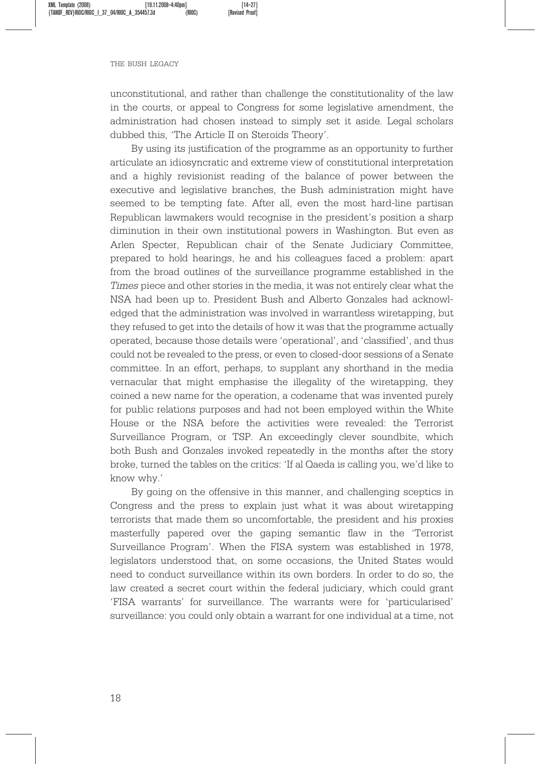unconstitutional, and rather than challenge the constitutionality of the law in the courts, or appeal to Congress for some legislative amendment, the administration had chosen instead to simply set it aside. Legal scholars dubbed this, 'The Article II on Steroids Theory'.

By using its justification of the programme as an opportunity to further articulate an idiosyncratic and extreme view of constitutional interpretation and a highly revisionist reading of the balance of power between the executive and legislative branches, the Bush administration might have seemed to be tempting fate. After all, even the most hard-line partisan Republican lawmakers would recognise in the president's position a sharp diminution in their own institutional powers in Washington. But even as Arlen Specter, Republican chair of the Senate Judiciary Committee, prepared to hold hearings, he and his colleagues faced a problem: apart from the broad outlines of the surveillance programme established in the *Times* piece and other stories in the media, it was not entirely clear what the NSA had been up to. President Bush and Alberto Gonzales had acknowledged that the administration was involved in warrantless wiretapping, but they refused to get into the details of how it was that the programme actually operated, because those details were 'operational', and 'classified', and thus could not be revealed to the press, or even to closed-door sessions of a Senate committee. In an effort, perhaps, to supplant any shorthand in the media vernacular that might emphasise the illegality of the wiretapping, they coined a new name for the operation, a codename that was invented purely for public relations purposes and had not been employed within the White House or the NSA before the activities were revealed: the Terrorist Surveillance Program, or TSP. An exceedingly clever soundbite, which both Bush and Gonzales invoked repeatedly in the months after the story broke, turned the tables on the critics: 'If al Qaeda is calling you, we'd like to know why.'

By going on the offensive in this manner, and challenging sceptics in Congress and the press to explain just what it was about wiretapping terrorists that made them so uncomfortable, the president and his proxies masterfully papered over the gaping semantic flaw in the 'Terrorist Surveillance Program'. When the FISA system was established in 1978, legislators understood that, on some occasions, the United States would need to conduct surveillance within its own borders. In order to do so, the law created a secret court within the federal judiciary, which could grant 'FISA warrants' for surveillance. The warrants were for 'particularised' surveillance: you could only obtain a warrant for one individual at a time, not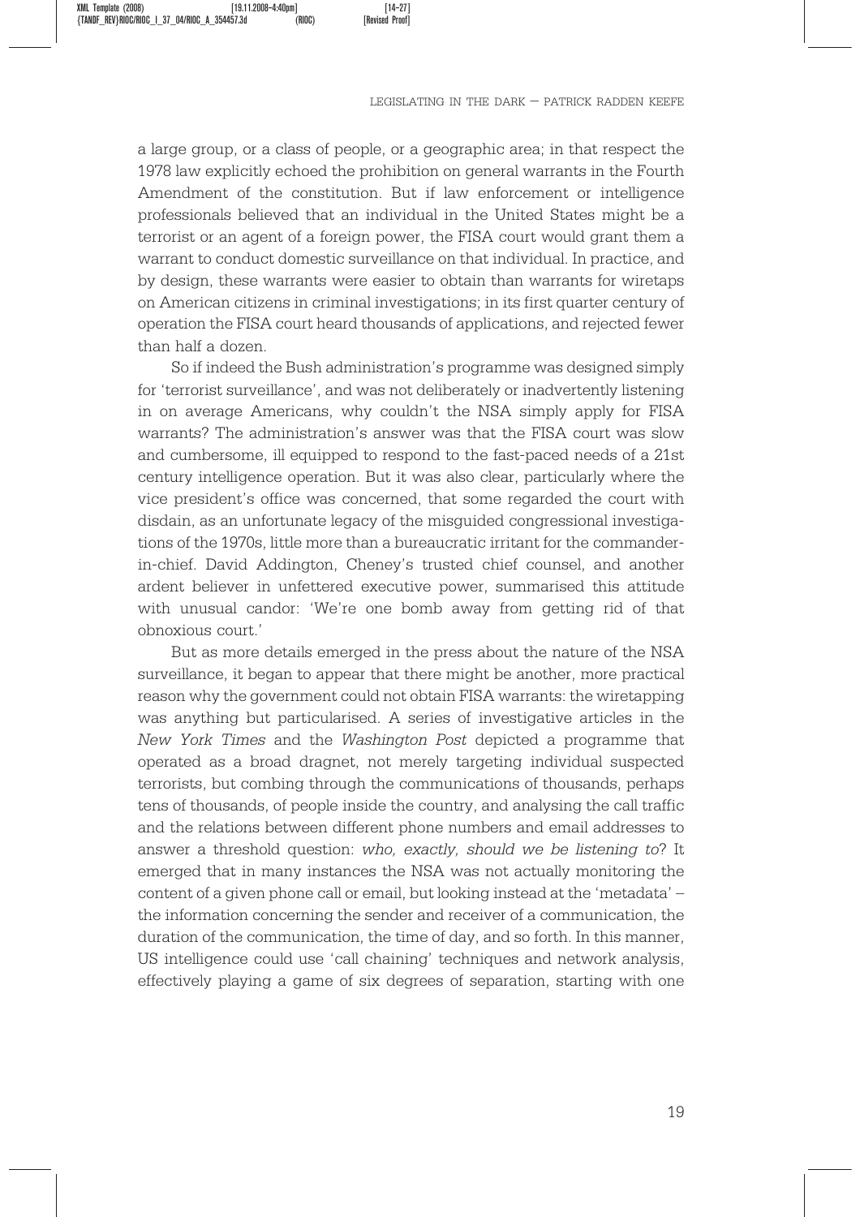a large group, or a class of people, or a geographic area; in that respect the 1978 law explicitly echoed the prohibition on general warrants in the Fourth Amendment of the constitution. But if law enforcement or intelligence professionals believed that an individual in the United States might be a terrorist or an agent of a foreign power, the FISA court would grant them a warrant to conduct domestic surveillance on that individual. In practice, and by design, these warrants were easier to obtain than warrants for wiretaps on American citizens in criminal investigations; in its first quarter century of operation the FISA court heard thousands of applications, and rejected fewer than half a dozen.

So if indeed the Bush administration's programme was designed simply for 'terrorist surveillance', and was not deliberately or inadvertently listening in on average Americans, why couldn't the NSA simply apply for FISA warrants? The administration's answer was that the FISA court was slow and cumbersome, ill equipped to respond to the fast-paced needs of a 21st century intelligence operation. But it was also clear, particularly where the vice president's office was concerned, that some regarded the court with disdain, as an unfortunate legacy of the misguided congressional investigations of the 1970s, little more than a bureaucratic irritant for the commander-in-chief. David Addington, Cheney's trusted chief counsel, and another ardent believer in unfettered executive power, summarised this attitude with unusual candor: 'We're one bomb away from getting rid of that obnoxious court.'

But as more details emerged in the press about the nature of the NSA surveillance, it began to appear that there might be another, more practical reason why the government could not obtain FISA warrants: the wiretapping was anything but particularised. A series of investigative articles in the *New York Times* and the *Washington Post* depicted a programme that operated as a broad dragnet, not merely targeting individual suspected terrorists, but combing through the communications of thousands, perhaps tens of thousands, of people inside the country, and analysing the call traffic and the relations between different phone numbers and email addresses to answer a threshold question: *who, exactly, should we be listening to*? It emerged that in many instances the NSA was not actually monitoring the content of a given phone call or email, but looking instead at the 'metadata' – the information concerning the sender and receiver of a communication, the duration of the communication, the time of day, and so forth. In this manner, US intelligence could use 'call chaining' techniques and network analysis, effectively playing a game of six degrees of separation, starting with one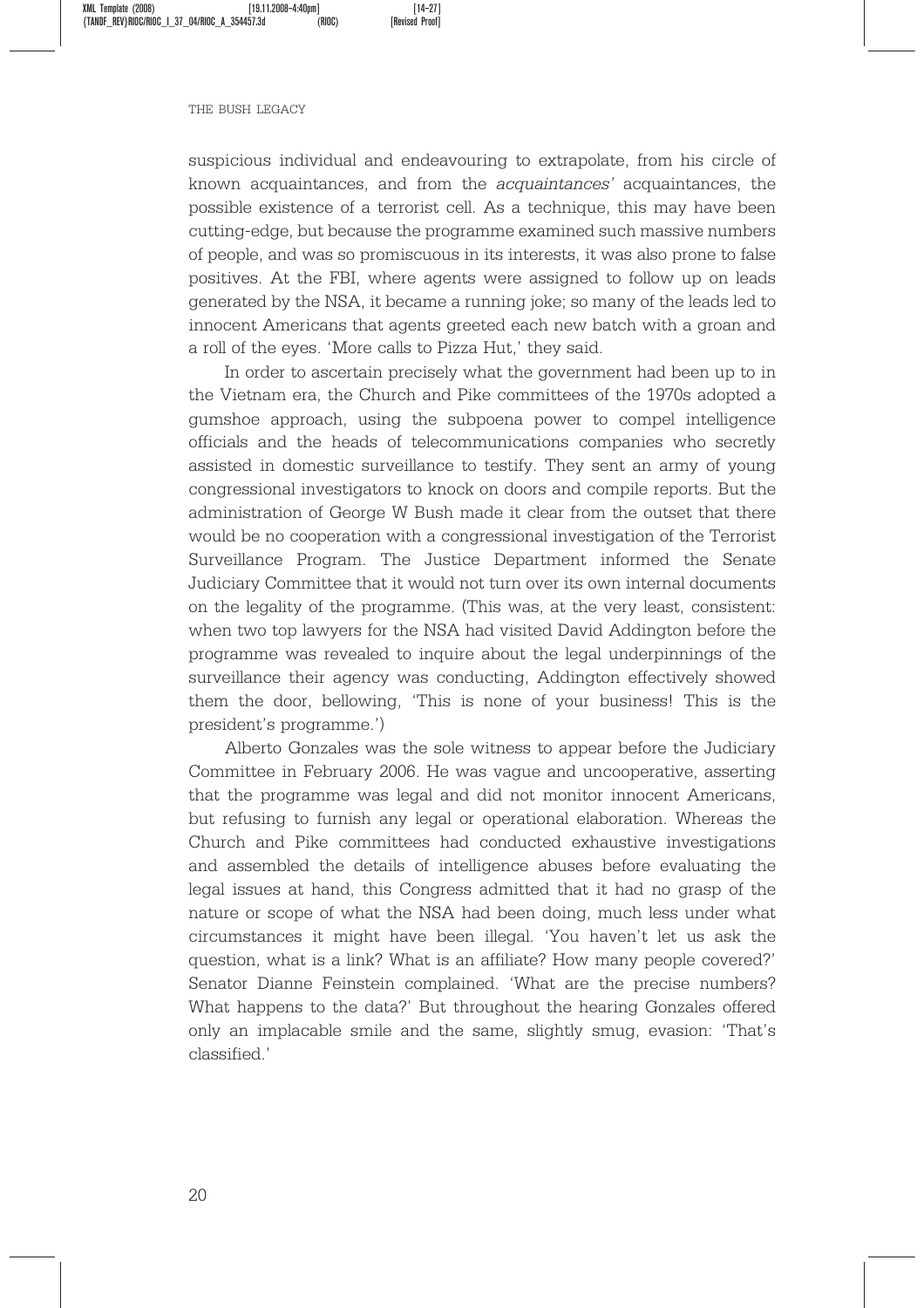suspicious individual and endeavouring to extrapolate, from his circle of known acquaintances, and from the *acquaintances'* acquaintances, the possible existence of a terrorist cell. As a technique, this may have been cutting-edge, but because the programme examined such massive numbers of people, and was so promiscuous in its interests, it was also prone to false positives. At the FBI, where agents were assigned to follow up on leads generated by the NSA, it became a running joke; so many of the leads led to innocent Americans that agents greeted each new batch with a groan and a roll of the eyes. 'More calls to Pizza Hut,' they said.

In order to ascertain precisely what the government had been up to in the Vietnam era, the Church and Pike committees of the 1970s adopted a gumshoe approach, using the subpoena power to compel intelligence officials and the heads of telecommunications companies who secretly assisted in domestic surveillance to testify. They sent an army of young congressional investigators to knock on doors and compile reports. But the administration of George W Bush made it clear from the outset that there would be no cooperation with a congressional investigation of the Terrorist Surveillance Program. The Justice Department informed the Senate Judiciary Committee that it would not turn over its own internal documents on the legality of the programme. (This was, at the very least, consistent: when two top lawyers for the NSA had visited David Addington before the programme was revealed to inquire about the legal underpinnings of the surveillance their agency was conducting, Addington effectively showed them the door, bellowing, 'This is none of your business! This is the president's programme.')

Alberto Gonzales was the sole witness to appear before the Judiciary Committee in February 2006. He was vague and uncooperative, asserting that the programme was legal and did not monitor innocent Americans, but refusing to furnish any legal or operational elaboration. Whereas the Church and Pike committees had conducted exhaustive investigations and assembled the details of intelligence abuses before evaluating the legal issues at hand, this Congress admitted that it had no grasp of the nature or scope of what the NSA had been doing, much less under what circumstances it might have been illegal. 'You haven't let us ask the question, what is a link? What is an affiliate? How many people covered?' Senator Dianne Feinstein complained. 'What are the precise numbers? What happens to the data?' But throughout the hearing Gonzales offered only an implacable smile and the same, slightly smug, evasion: 'That's classified.'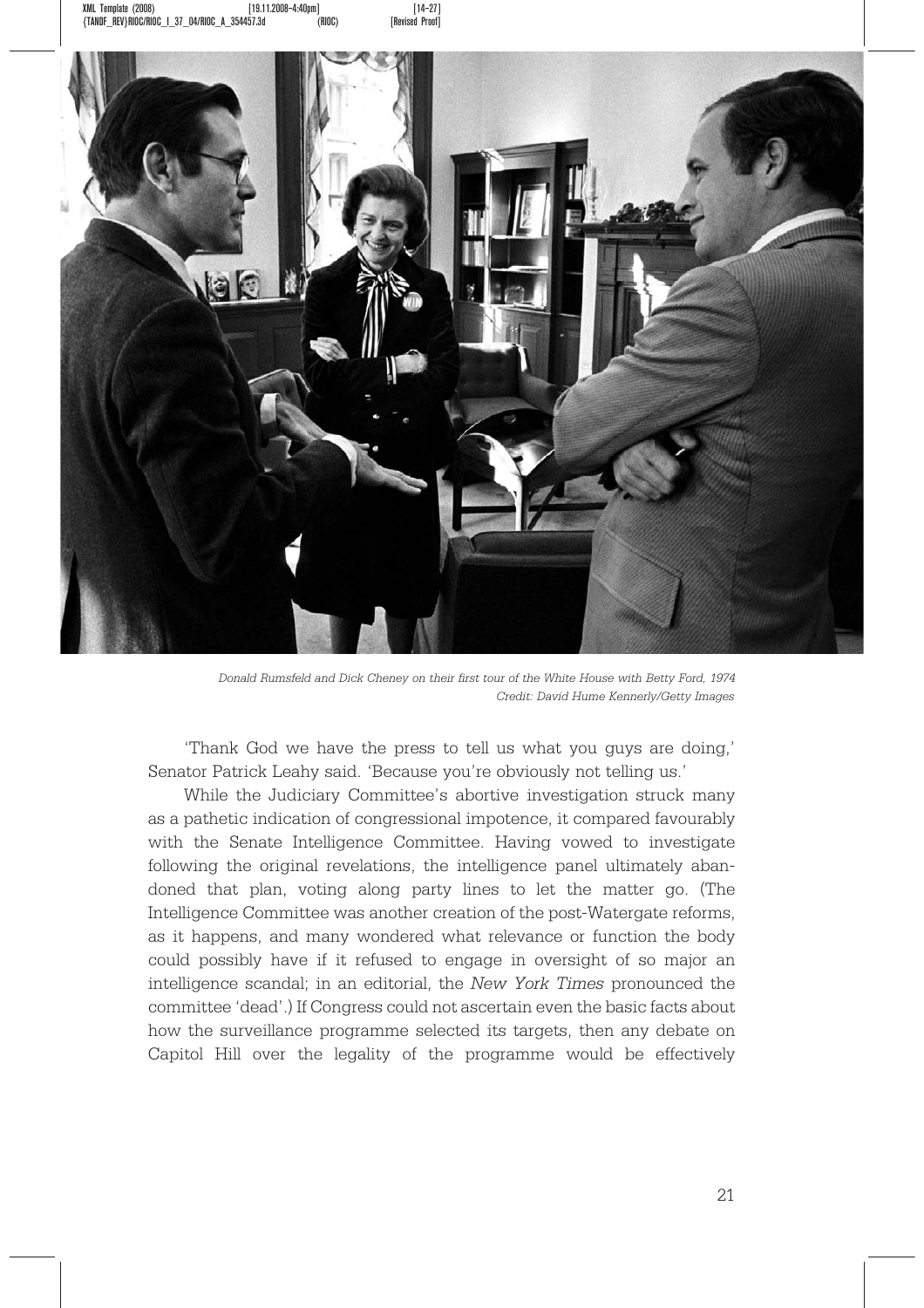*Donald Rumsfeld and Dick Cheney on their first tour of the White House with Betty Ford, 1974*
*Credit: David Hume Kennerly/Getty Images*

'Thank God we have the press to tell us what you guys are doing,' Senator Patrick Leahy said. 'Because you're obviously not telling us.'

While the Judiciary Committee's abortive investigation struck many as a pathetic indication of congressional impotence, it compared favourably with the Senate Intelligence Committee. Having vowed to investigate following the original revelations, the intelligence panel ultimately abandoned that plan, voting along party lines to let the matter go. (The Intelligence Committee was another creation of the post-Watergate reforms, as it happens, and many wondered what relevance or function the body could possibly have if it refused to engage in oversight of so major an intelligence scandal; in an editorial, the *New York Times* pronounced the committee 'dead'.) If Congress could not ascertain even the basic facts about how the surveillance programme selected its targets, then any debate on Capitol Hill over the legality of the programme would be effectively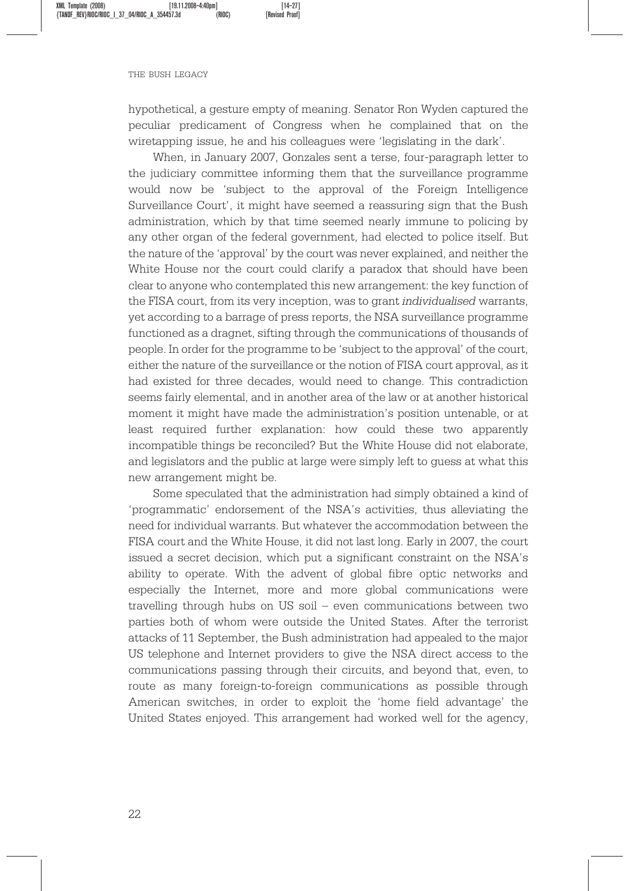hypothetical, a gesture empty of meaning. Senator Ron Wyden captured the peculiar predicament of Congress when he complained that on the wiretapping issue, he and his colleagues were 'legislating in the dark'.

When, in January 2007, Gonzales sent a terse, four-paragraph letter to the judiciary committee informing them that the surveillance programme would now be 'subject to the approval of the Foreign Intelligence Surveillance Court', it might have seemed a reassuring sign that the Bush administration, which by that time seemed nearly immune to policing by any other organ of the federal government, had elected to police itself. But the nature of the 'approval' by the court was never explained, and neither the White House nor the court could clarify a paradox that should have been clear to anyone who contemplated this new arrangement: the key function of the FISA court, from its very inception, was to grant *individualised* warrants, yet according to a barrage of press reports, the NSA surveillance programme functioned as a dragnet, sifting through the communications of thousands of people. In order for the programme to be 'subject to the approval' of the court, either the nature of the surveillance or the notion of FISA court approval, as it had existed for three decades, would need to change. This contradiction seems fairly elemental, and in another area of the law or at another historical moment it might have made the administration's position untenable, or at least required further explanation: how could these two apparently incompatible things be reconciled? But the White House did not elaborate, and legislators and the public at large were simply left to guess at what this new arrangement might be.

Some speculated that the administration had simply obtained a kind of 'programmatic' endorsement of the NSA's activities, thus alleviating the need for individual warrants. But whatever the accommodation between the FISA court and the White House, it did not last long. Early in 2007, the court issued a secret decision, which put a significant constraint on the NSA's ability to operate. With the advent of global fibre optic networks and especially the Internet, more and more global communications were travelling through hubs on US soil – even communications between two parties both of whom were outside the United States. After the terrorist attacks of 11 September, the Bush administration had appealed to the major US telephone and Internet providers to give the NSA direct access to the communications passing through their circuits, and beyond that, even, to route as many foreign-to-foreign communications as possible through American switches, in order to exploit the 'home field advantage' the United States enjoyed. This arrangement had worked well for the agency,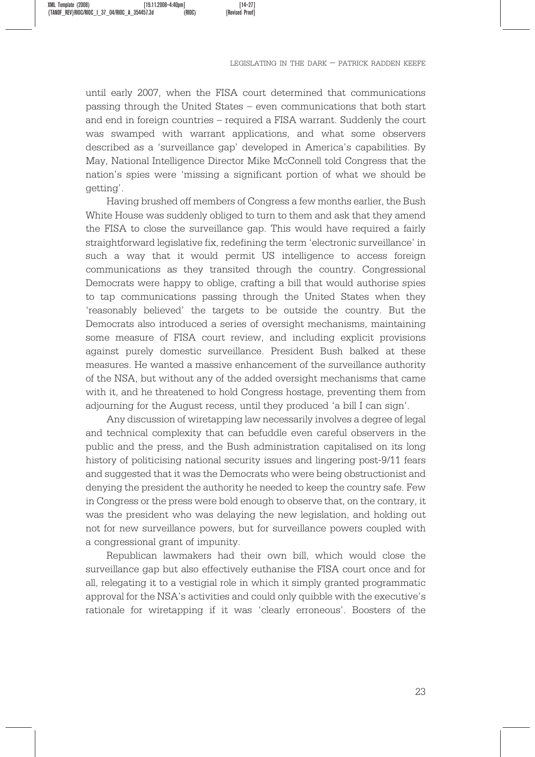until early 2007, when the FISA court determined that communications passing through the United States – even communications that both start and end in foreign countries – required a FISA warrant. Suddenly the court was swamped with warrant applications, and what some observers described as a 'surveillance gap' developed in America's capabilities. By May, National Intelligence Director Mike McConnell told Congress that the nation's spies were 'missing a significant portion of what we should be getting'.

Having brushed off members of Congress a few months earlier, the Bush White House was suddenly obliged to turn to them and ask that they amend the FISA to close the surveillance gap. This would have required a fairly straightforward legislative fix, redefining the term 'electronic surveillance' in such a way that it would permit US intelligence to access foreign communications as they transited through the country. Congressional Democrats were happy to oblige, crafting a bill that would authorise spies to tap communications passing through the United States when they 'reasonably believed' the targets to be outside the country. But the Democrats also introduced a series of oversight mechanisms, maintaining some measure of FISA court review, and including explicit provisions against purely domestic surveillance. President Bush balked at these measures. He wanted a massive enhancement of the surveillance authority of the NSA, but without any of the added oversight mechanisms that came with it, and he threatened to hold Congress hostage, preventing them from adjourning for the August recess, until they produced 'a bill I can sign'.

Any discussion of wiretapping law necessarily involves a degree of legal and technical complexity that can befuddle even careful observers in the public and the press, and the Bush administration capitalised on its long history of politicising national security issues and lingering post-9/11 fears and suggested that it was the Democrats who were being obstructionist and denying the president the authority he needed to keep the country safe. Few in Congress or the press were bold enough to observe that, on the contrary, it was the president who was delaying the new legislation, and holding out not for new surveillance powers, but for surveillance powers coupled with a congressional grant of impunity.

Republican lawmakers had their own bill, which would close the surveillance gap but also effectively euthanise the FISA court once and for all, relegating it to a vestigial role in which it simply granted programmatic approval for the NSA's activities and could only quibble with the executive's rationale for wiretapping if it was 'clearly erroneous'. Boosters of the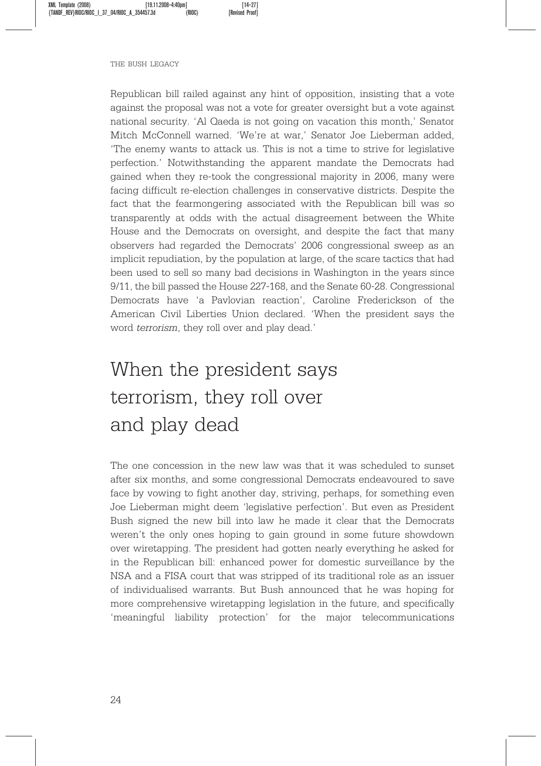Republican bill railed against any hint of opposition, insisting that a vote against the proposal was not a vote for greater oversight but a vote against national security. 'Al Qaeda is not going on vacation this month,' Senator Mitch McConnell warned. 'We're at war,' Senator Joe Lieberman added, ''The enemy wants to attack us. This is not a time to strive for legislative perfection.' Notwithstanding the apparent mandate the Democrats had gained when they re-took the congressional majority in 2006, many were facing difficult re-election challenges in conservative districts. Despite the fact that the fearmongering associated with the Republican bill was so transparently at odds with the actual disagreement between the White House and the Democrats on oversight, and despite the fact that many observers had regarded the Democrats' 2006 congressional sweep as an implicit repudiation, by the population at large, of the scare tactics that had been used to sell so many bad decisions in Washington in the years since 9/11, the bill passed the House 227-168, and the Senate 60-28. Congressional Democrats have 'a Pavlovian reaction', Caroline Frederickson of the American Civil Liberties Union declared. 'When the president says the word *terrorism*, they roll over and play dead.'

> When the president says terrorism, they roll over and play dead

The one concession in the new law was that it was scheduled to sunset after six months, and some congressional Democrats endeavoured to save face by vowing to fight another day, striving, perhaps, for something even Joe Lieberman might deem 'legislative perfection'. But even as President Bush signed the new bill into law he made it clear that the Democrats weren't the only ones hoping to gain ground in some future showdown over wiretapping. The president had gotten nearly everything he asked for in the Republican bill: enhanced power for domestic surveillance by the NSA and a FISA court that was stripped of its traditional role as an issuer of individualised warrants. But Bush announced that he was hoping for more comprehensive wiretapping legislation in the future, and specifically 'meaningful liability protection' for the major telecommunications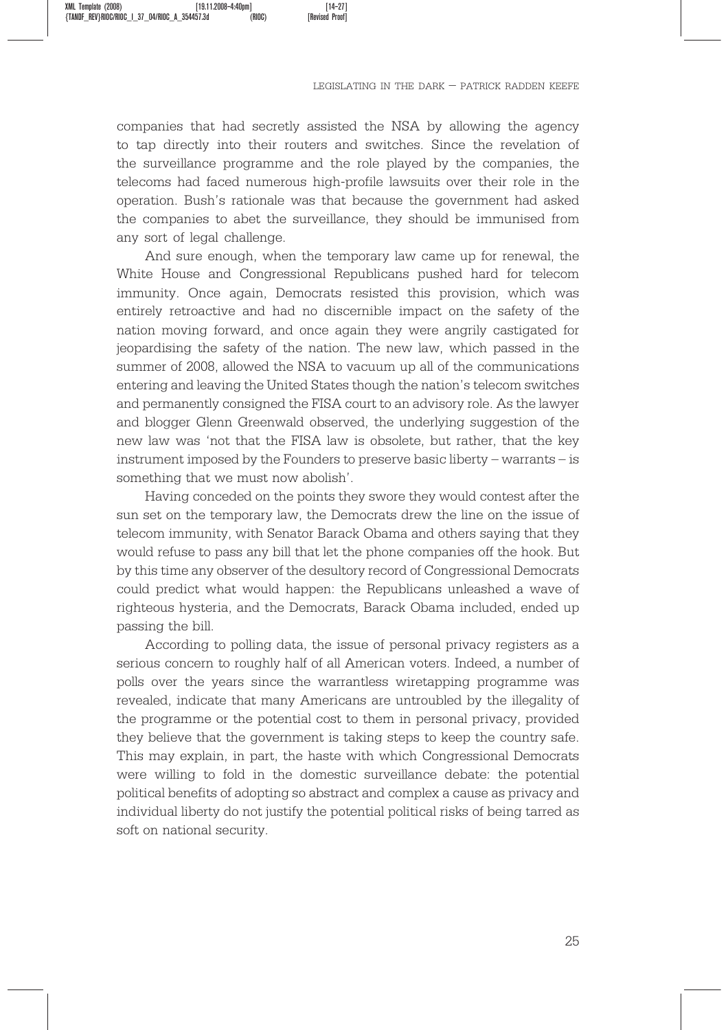companies that had secretly assisted the NSA by allowing the agency to tap directly into their routers and switches. Since the revelation of the surveillance programme and the role played by the companies, the telecoms had faced numerous high-profile lawsuits over their role in the operation. Bush's rationale was that because the government had asked the companies to abet the surveillance, they should be immunised from any sort of legal challenge.

And sure enough, when the temporary law came up for renewal, the White House and Congressional Republicans pushed hard for telecom immunity. Once again, Democrats resisted this provision, which was entirely retroactive and had no discernible impact on the safety of the nation moving forward, and once again they were angrily castigated for jeopardising the safety of the nation. The new law, which passed in the summer of 2008, allowed the NSA to vacuum up all of the communications entering and leaving the United States though the nation's telecom switches and permanently consigned the FISA court to an advisory role. As the lawyer and blogger Glenn Greenwald observed, the underlying suggestion of the new law was 'not that the FISA law is obsolete, but rather, that the key instrument imposed by the Founders to preserve basic liberty – warrants – is something that we must now abolish'.

Having conceded on the points they swore they would contest after the sun set on the temporary law, the Democrats drew the line on the issue of telecom immunity, with Senator Barack Obama and others saying that they would refuse to pass any bill that let the phone companies off the hook. But by this time any observer of the desultory record of Congressional Democrats could predict what would happen: the Republicans unleashed a wave of righteous hysteria, and the Democrats, Barack Obama included, ended up passing the bill.

According to polling data, the issue of personal privacy registers as a serious concern to roughly half of all American voters. Indeed, a number of polls over the years since the warrantless wiretapping programme was revealed, indicate that many Americans are untroubled by the illegality of the programme or the potential cost to them in personal privacy, provided they believe that the government is taking steps to keep the country safe. This may explain, in part, the haste with which Congressional Democrats were willing to fold in the domestic surveillance debate: the potential political benefits of adopting so abstract and complex a cause as privacy and individual liberty do not justify the potential political risks of being tarred as soft on national security.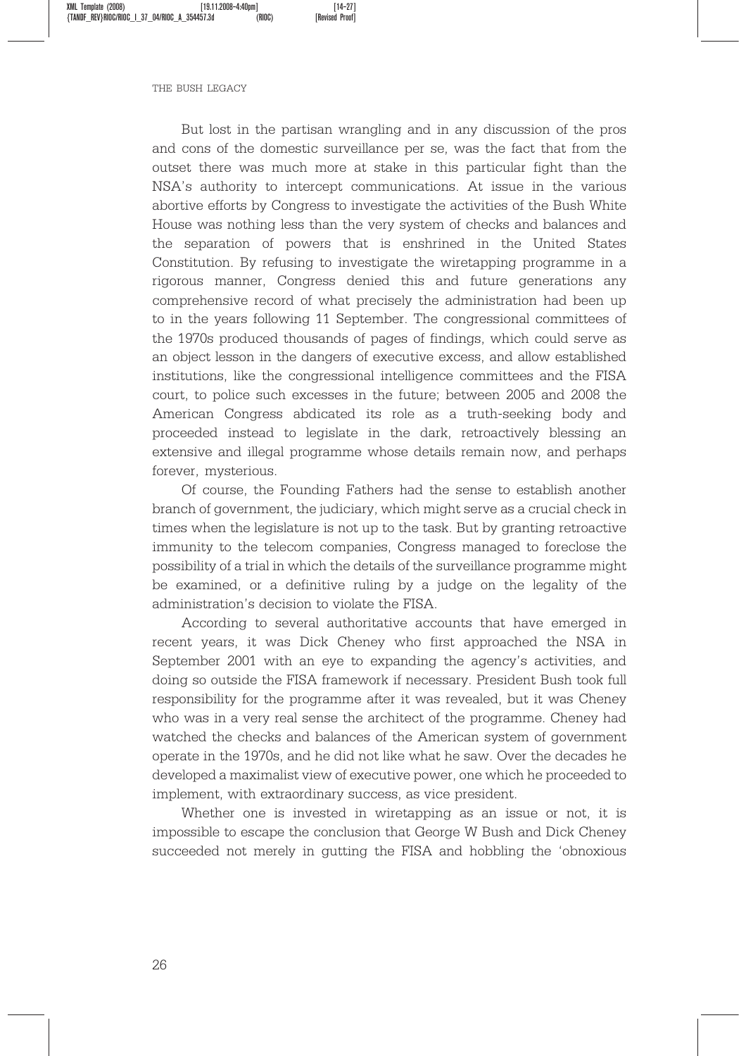But lost in the partisan wrangling and in any discussion of the pros and cons of the domestic surveillance per se, was the fact that from the outset there was much more at stake in this particular fight than the NSA's authority to intercept communications. At issue in the various abortive efforts by Congress to investigate the activities of the Bush White House was nothing less than the very system of checks and balances and the separation of powers that is enshrined in the United States Constitution. By refusing to investigate the wiretapping programme in a rigorous manner, Congress denied this and future generations any comprehensive record of what precisely the administration had been up to in the years following 11 September. The congressional committees of the 1970s produced thousands of pages of findings, which could serve as an object lesson in the dangers of executive excess, and allow established institutions, like the congressional intelligence committees and the FISA court, to police such excesses in the future; between 2005 and 2008 the American Congress abdicated its role as a truth-seeking body and proceeded instead to legislate in the dark, retroactively blessing an extensive and illegal programme whose details remain now, and perhaps forever, mysterious.

Of course, the Founding Fathers had the sense to establish another branch of government, the judiciary, which might serve as a crucial check in times when the legislature is not up to the task. But by granting retroactive immunity to the telecom companies, Congress managed to foreclose the possibility of a trial in which the details of the surveillance programme might be examined, or a definitive ruling by a judge on the legality of the administration's decision to violate the FISA.

According to several authoritative accounts that have emerged in recent years, it was Dick Cheney who first approached the NSA in September 2001 with an eye to expanding the agency's activities, and doing so outside the FISA framework if necessary. President Bush took full responsibility for the programme after it was revealed, but it was Cheney who was in a very real sense the architect of the programme. Cheney had watched the checks and balances of the American system of government operate in the 1970s, and he did not like what he saw. Over the decades he developed a maximalist view of executive power, one which he proceeded to implement, with extraordinary success, as vice president.

Whether one is invested in wiretapping as an issue or not, it is impossible to escape the conclusion that George W Bush and Dick Cheney succeeded not merely in gutting the FISA and hobbling the 'obnoxious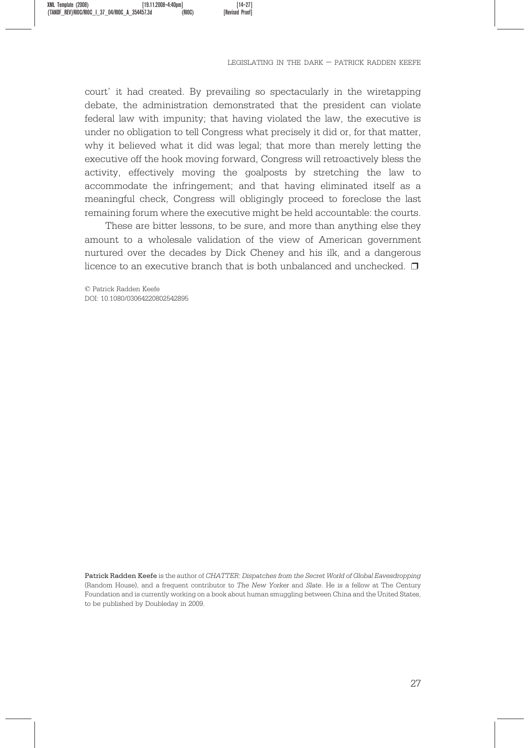court' it had created. By prevailing so spectacularly in the wiretapping debate, the administration demonstrated that the president can violate federal law with impunity; that having violated the law, the executive is under no obligation to tell Congress what precisely it did or, for that matter, why it believed what it did was legal; that more than merely letting the executive off the hook moving forward, Congress will retroactively bless the activity, effectively moving the goalposts by stretching the law to accommodate the infringement; and that having eliminated itself as a meaningful check, Congress will obligingly proceed to foreclose the last remaining forum where the executive might be held accountable: the courts.

These are bitter lessons, to be sure, and more than anything else they amount to a wholesale validation of the view of American government nurtured over the decades by Dick Cheney and his ilk, and a dangerous licence to an executive branch that is both unbalanced and unchecked. ❒

© Patrick Radden Keefe
DOI: 10.1080/03064220802542895

**Patrick Radden Keefe** is the author of *CHATTER: Dispatches from the Secret World of Global Eavesdropping* (Random House), and a frequent contributor to *The New Yorker* and *Slate*. He is a fellow at The Century Foundation and is currently working on a book about human smuggling between China and the United States, to be published by Doubleday in 2009.